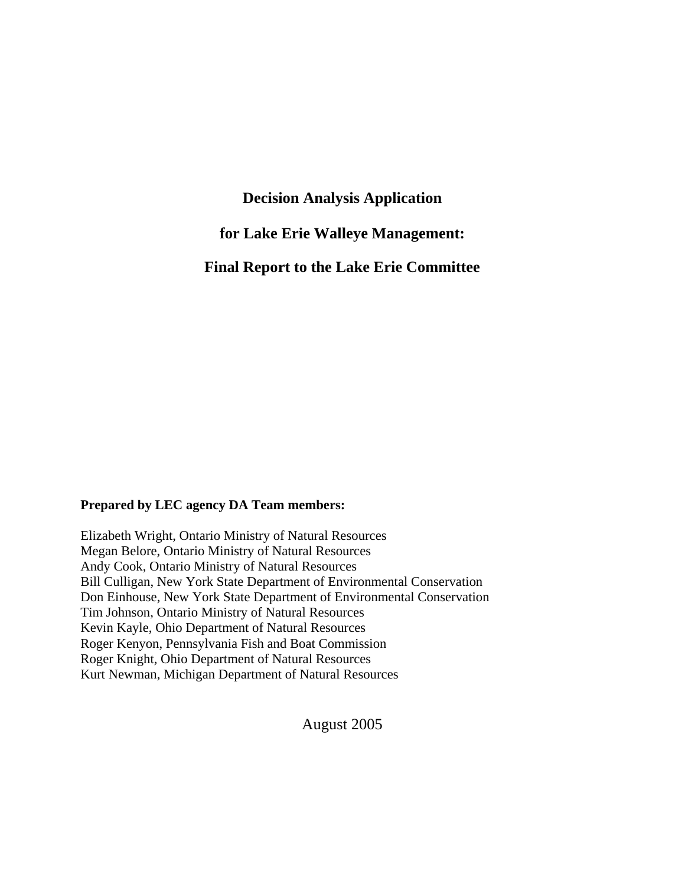# Decision Analysis Application

# for Lake Erie Walleye Management:

# Final Report to the Lake Erie Committee

**Prepared by LEC agency DA Team members:**

Elizabeth Wright, Ontario Ministry of Natural Resources
Megan Belore, Ontario Ministry of Natural Resources
Andy Cook, Ontario Ministry of Natural Resources
Bill Culligan, New York State Department of Environmental Conservation
Don Einhouse, New York State Department of Environmental Conservation
Tim Johnson, Ontario Ministry of Natural Resources
Kevin Kayle, Ohio Department of Natural Resources
Roger Kenyon, Pennsylvania Fish and Boat Commission
Roger Knight, Ohio Department of Natural Resources
Kurt Newman, Michigan Department of Natural Resources

August 2005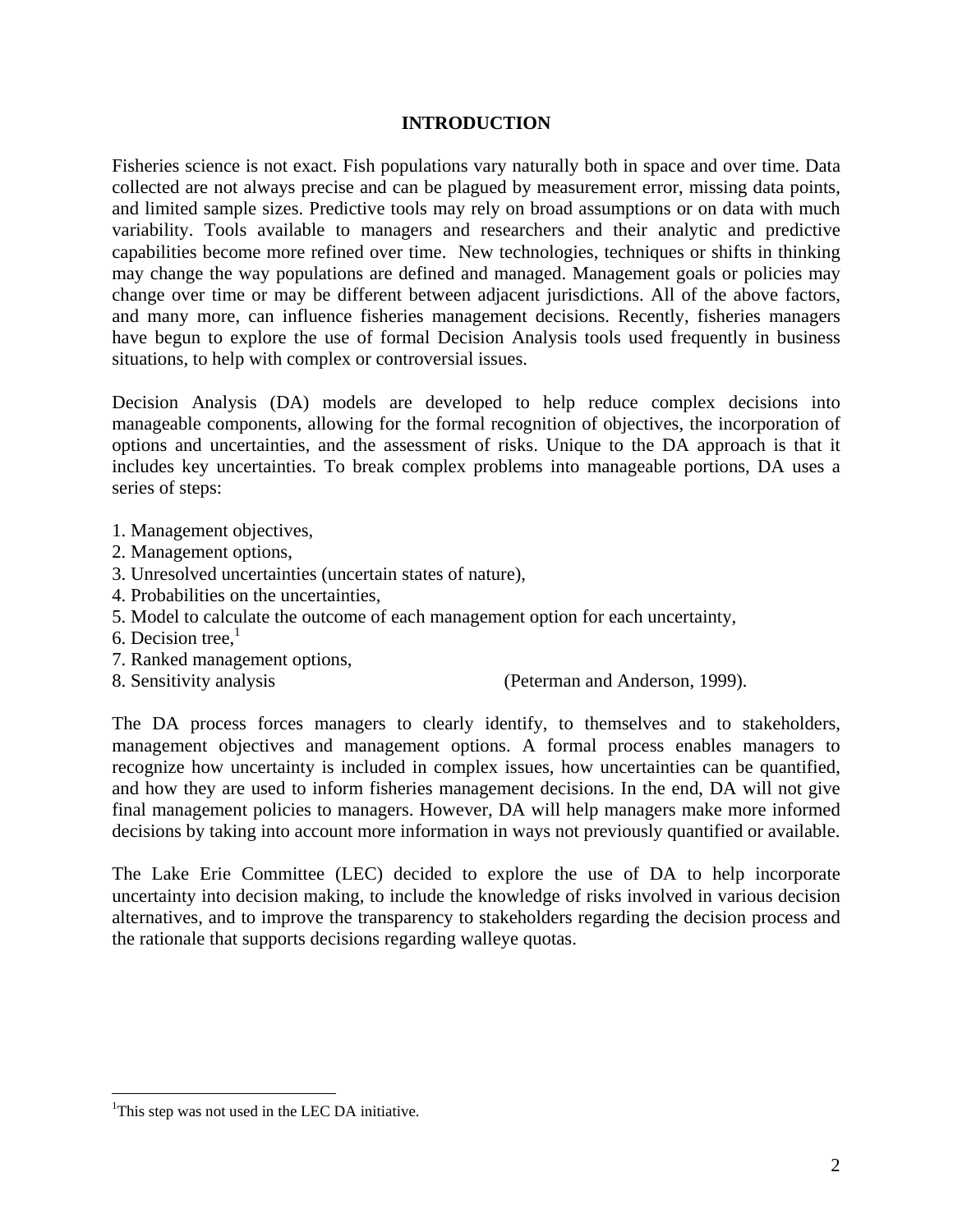## INTRODUCTION

Fisheries science is not exact. Fish populations vary naturally both in space and over time. Data collected are not always precise and can be plagued by measurement error, missing data points, and limited sample sizes. Predictive tools may rely on broad assumptions or on data with much variability. Tools available to managers and researchers and their analytic and predictive capabilities become more refined over time. New technologies, techniques or shifts in thinking may change the way populations are defined and managed. Management goals or policies may change over time or may be different between adjacent jurisdictions. All of the above factors, and many more, can influence fisheries management decisions. Recently, fisheries managers have begun to explore the use of formal Decision Analysis tools used frequently in business situations, to help with complex or controversial issues.

Decision Analysis (DA) models are developed to help reduce complex decisions into manageable components, allowing for the formal recognition of objectives, the incorporation of options and uncertainties, and the assessment of risks. Unique to the DA approach is that it includes key uncertainties. To break complex problems into manageable portions, DA uses a series of steps:

1. Management objectives,
2. Management options,
3. Unresolved uncertainties (uncertain states of nature),
4. Probabilities on the uncertainties,
5. Model to calculate the outcome of each management option for each uncertainty,
6. Decision tree,[1]
7. Ranked management options,
8. Sensitivity analysis (Peterman and Anderson, 1999).

The DA process forces managers to clearly identify, to themselves and to stakeholders, management objectives and management options. A formal process enables managers to recognize how uncertainty is included in complex issues, how uncertainties can be quantified, and how they are used to inform fisheries management decisions. In the end, DA will not give final management policies to managers. However, DA will help managers make more informed decisions by taking into account more information in ways not previously quantified or available.

The Lake Erie Committee (LEC) decided to explore the use of DA to help incorporate uncertainty into decision making, to include the knowledge of risks involved in various decision alternatives, and to improve the transparency to stakeholders regarding the decision process and the rationale that supports decisions regarding walleye quotas.

[1] This step was not used in the LEC DA initiative.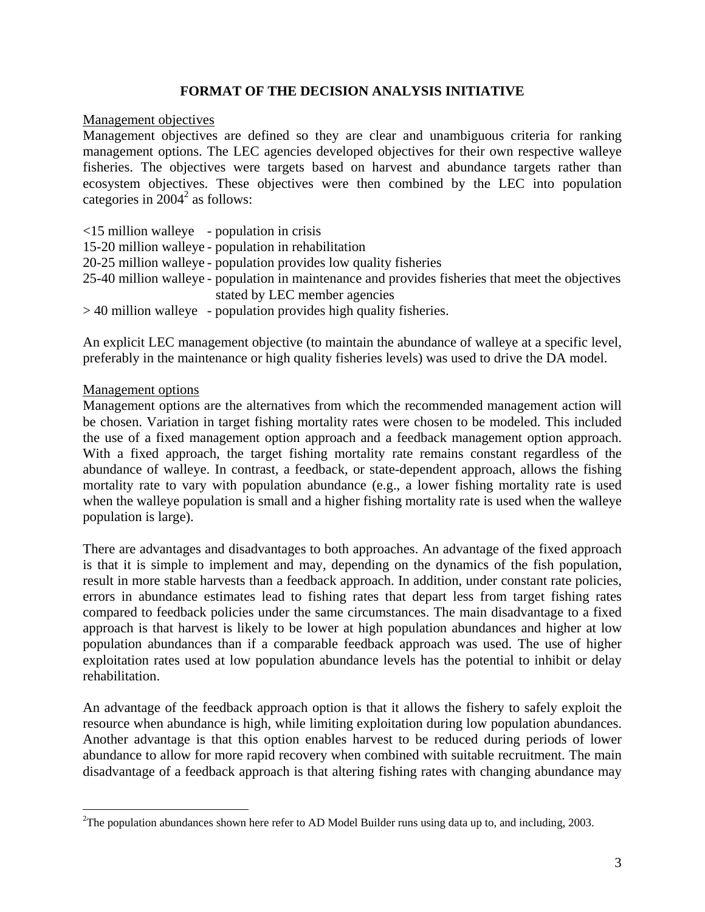## FORMAT OF THE DECISION ANALYSIS INITIATIVE

Management objectives

Management objectives are defined so they are clear and unambiguous criteria for ranking management options. The LEC agencies developed objectives for their own respective walleye fisheries. The objectives were targets based on harvest and abundance targets rather than ecosystem objectives. These objectives were then combined by the LEC into population categories in 2004[2] as follows:

<15 million walleye - population in crisis
15-20 million walleye - population in rehabilitation
20-25 million walleye - population provides low quality fisheries
25-40 million walleye - population in maintenance and provides fisheries that meet the objectives stated by LEC member agencies
> 40 million walleye - population provides high quality fisheries.

An explicit LEC management objective (to maintain the abundance of walleye at a specific level, preferably in the maintenance or high quality fisheries levels) was used to drive the DA model.

Management options

Management options are the alternatives from which the recommended management action will be chosen. Variation in target fishing mortality rates were chosen to be modeled. This included the use of a fixed management option approach and a feedback management option approach. With a fixed approach, the target fishing mortality rate remains constant regardless of the abundance of walleye. In contrast, a feedback, or state-dependent approach, allows the fishing mortality rate to vary with population abundance (e.g., a lower fishing mortality rate is used when the walleye population is small and a higher fishing mortality rate is used when the walleye population is large).

There are advantages and disadvantages to both approaches. An advantage of the fixed approach is that it is simple to implement and may, depending on the dynamics of the fish population, result in more stable harvests than a feedback approach. In addition, under constant rate policies, errors in abundance estimates lead to fishing rates that depart less from target fishing rates compared to feedback policies under the same circumstances. The main disadvantage to a fixed approach is that harvest is likely to be lower at high population abundances and higher at low population abundances than if a comparable feedback approach was used. The use of higher exploitation rates used at low population abundance levels has the potential to inhibit or delay rehabilitation.

An advantage of the feedback approach option is that it allows the fishery to safely exploit the resource when abundance is high, while limiting exploitation during low population abundances. Another advantage is that this option enables harvest to be reduced during periods of lower abundance to allow for more rapid recovery when combined with suitable recruitment. The main disadvantage of a feedback approach is that altering fishing rates with changing abundance may

[2]The population abundances shown here refer to AD Model Builder runs using data up to, and including, 2003.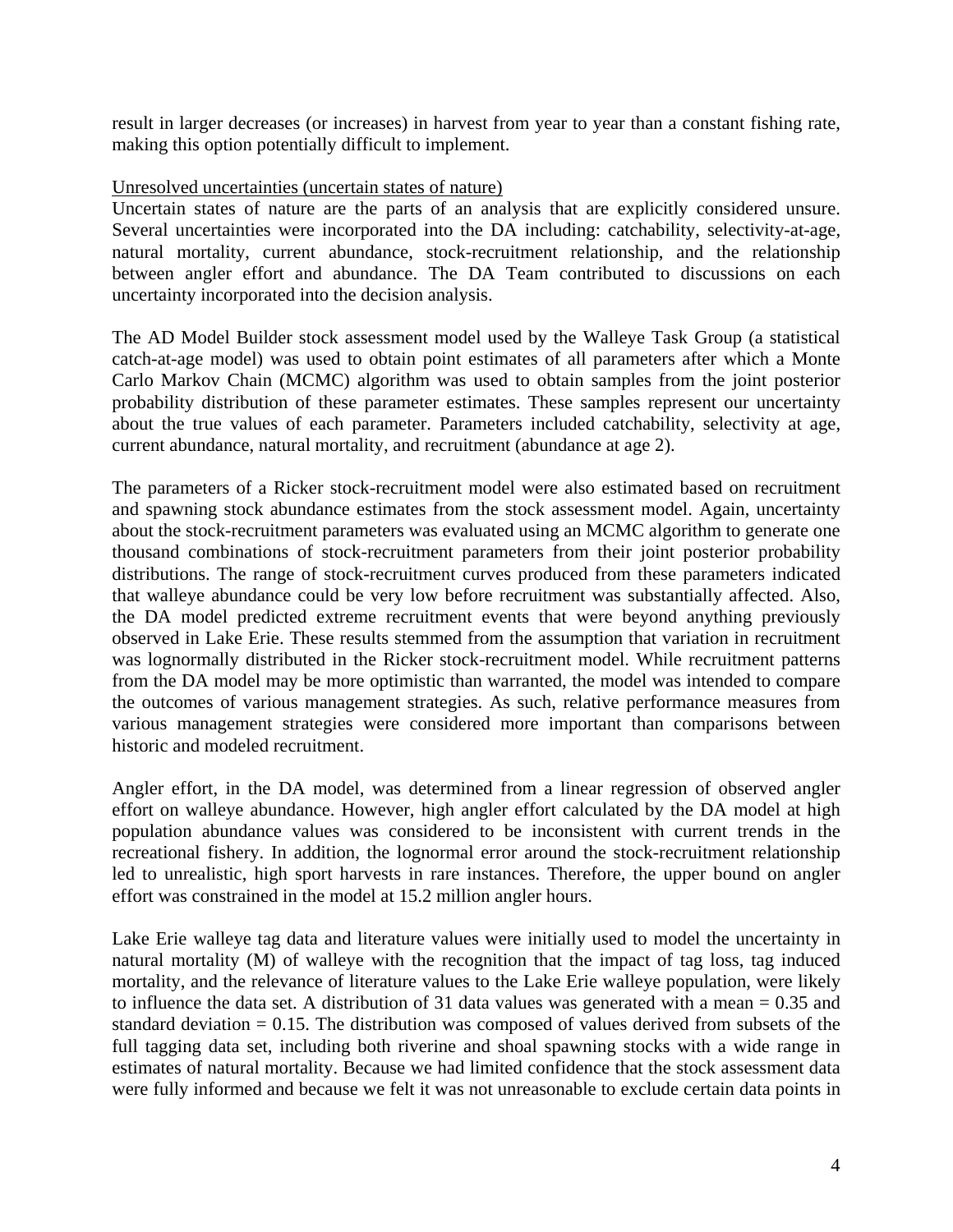result in larger decreases (or increases) in harvest from year to year than a constant fishing rate, making this option potentially difficult to implement.

Unresolved uncertainties (uncertain states of nature)

Uncertain states of nature are the parts of an analysis that are explicitly considered unsure. Several uncertainties were incorporated into the DA including: catchability, selectivity-at-age, natural mortality, current abundance, stock-recruitment relationship, and the relationship between angler effort and abundance. The DA Team contributed to discussions on each uncertainty incorporated into the decision analysis.

The AD Model Builder stock assessment model used by the Walleye Task Group (a statistical catch-at-age model) was used to obtain point estimates of all parameters after which a Monte Carlo Markov Chain (MCMC) algorithm was used to obtain samples from the joint posterior probability distribution of these parameter estimates. These samples represent our uncertainty about the true values of each parameter. Parameters included catchability, selectivity at age, current abundance, natural mortality, and recruitment (abundance at age 2).

The parameters of a Ricker stock-recruitment model were also estimated based on recruitment and spawning stock abundance estimates from the stock assessment model. Again, uncertainty about the stock-recruitment parameters was evaluated using an MCMC algorithm to generate one thousand combinations of stock-recruitment parameters from their joint posterior probability distributions. The range of stock-recruitment curves produced from these parameters indicated that walleye abundance could be very low before recruitment was substantially affected. Also, the DA model predicted extreme recruitment events that were beyond anything previously observed in Lake Erie. These results stemmed from the assumption that variation in recruitment was lognormally distributed in the Ricker stock-recruitment model. While recruitment patterns from the DA model may be more optimistic than warranted, the model was intended to compare the outcomes of various management strategies. As such, relative performance measures from various management strategies were considered more important than comparisons between historic and modeled recruitment.

Angler effort, in the DA model, was determined from a linear regression of observed angler effort on walleye abundance. However, high angler effort calculated by the DA model at high population abundance values was considered to be inconsistent with current trends in the recreational fishery. In addition, the lognormal error around the stock-recruitment relationship led to unrealistic, high sport harvests in rare instances. Therefore, the upper bound on angler effort was constrained in the model at 15.2 million angler hours.

Lake Erie walleye tag data and literature values were initially used to model the uncertainty in natural mortality (M) of walleye with the recognition that the impact of tag loss, tag induced mortality, and the relevance of literature values to the Lake Erie walleye population, were likely to influence the data set. A distribution of 31 data values was generated with a mean = 0.35 and standard deviation = 0.15. The distribution was composed of values derived from subsets of the full tagging data set, including both riverine and shoal spawning stocks with a wide range in estimates of natural mortality. Because we had limited confidence that the stock assessment data were fully informed and because we felt it was not unreasonable to exclude certain data points in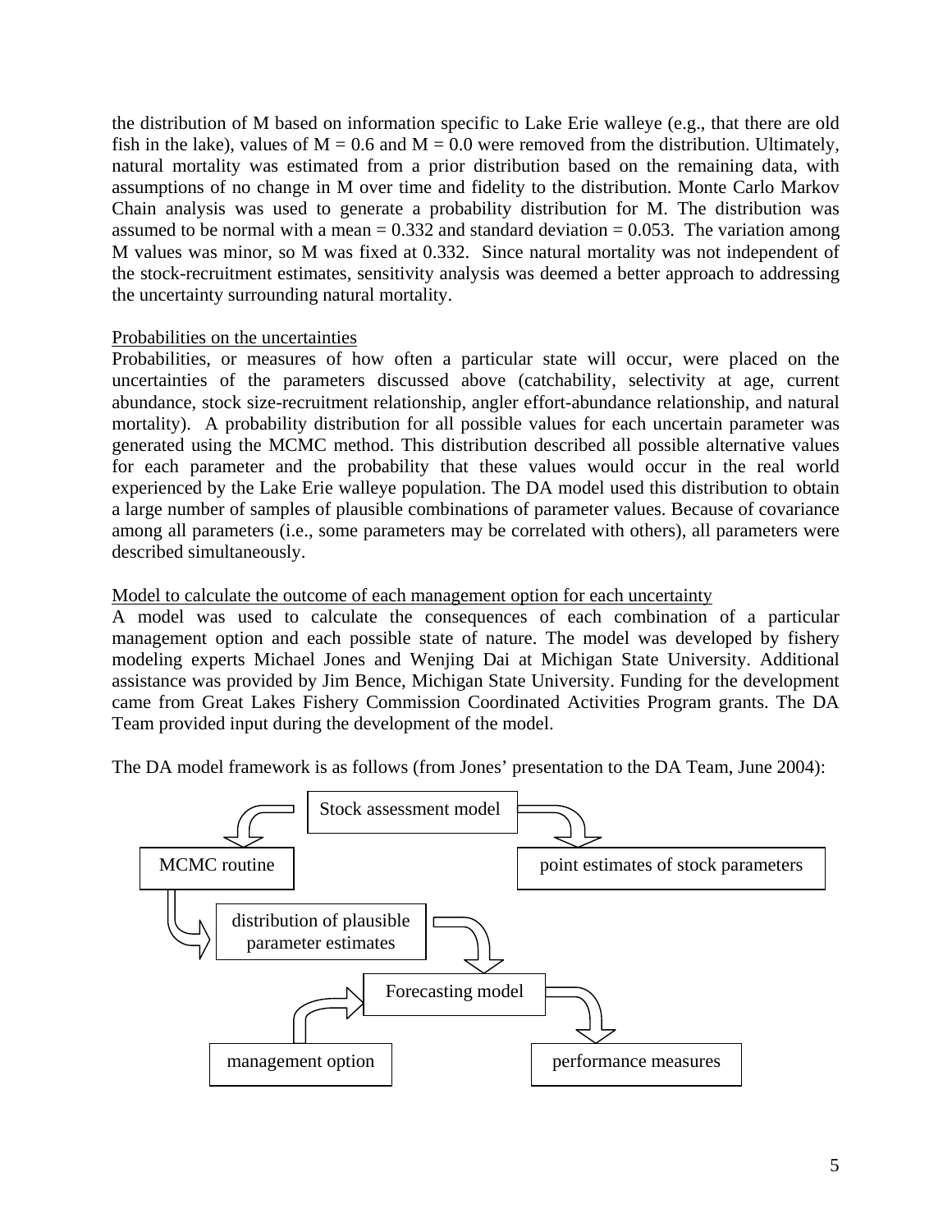the distribution of M based on information specific to Lake Erie walleye (e.g., that there are old fish in the lake), values of $M = 0.6$ and $M = 0.0$ were removed from the distribution. Ultimately, natural mortality was estimated from a prior distribution based on the remaining data, with assumptions of no change in M over time and fidelity to the distribution. Monte Carlo Markov Chain analysis was used to generate a probability distribution for M. The distribution was assumed to be normal with a mean = 0.332 and standard deviation = 0.053. The variation among M values was minor, so M was fixed at 0.332. Since natural mortality was not independent of the stock-recruitment estimates, sensitivity analysis was deemed a better approach to addressing the uncertainty surrounding natural mortality.

Probabilities on the uncertainties

Probabilities, or measures of how often a particular state will occur, were placed on the uncertainties of the parameters discussed above (catchability, selectivity at age, current abundance, stock size-recruitment relationship, angler effort-abundance relationship, and natural mortality). A probability distribution for all possible values for each uncertain parameter was generated using the MCMC method. This distribution described all possible alternative values for each parameter and the probability that these values would occur in the real world experienced by the Lake Erie walleye population. The DA model used this distribution to obtain a large number of samples of plausible combinations of parameter values. Because of covariance among all parameters (i.e., some parameters may be correlated with others), all parameters were described simultaneously.

Model to calculate the outcome of each management option for each uncertainty

A model was used to calculate the consequences of each combination of a particular management option and each possible state of nature. The model was developed by fishery modeling experts Michael Jones and Wenjing Dai at Michigan State University. Additional assistance was provided by Jim Bence, Michigan State University. Funding for the development came from Great Lakes Fishery Commission Coordinated Activities Program grants. The DA Team provided input during the development of the model.

The DA model framework is as follows (from Jones' presentation to the DA Team, June 2004):

Stock assessment model

MCMC routine

point estimates of stock parameters

distribution of plausible parameter estimates

Forecasting model

management option

performance measures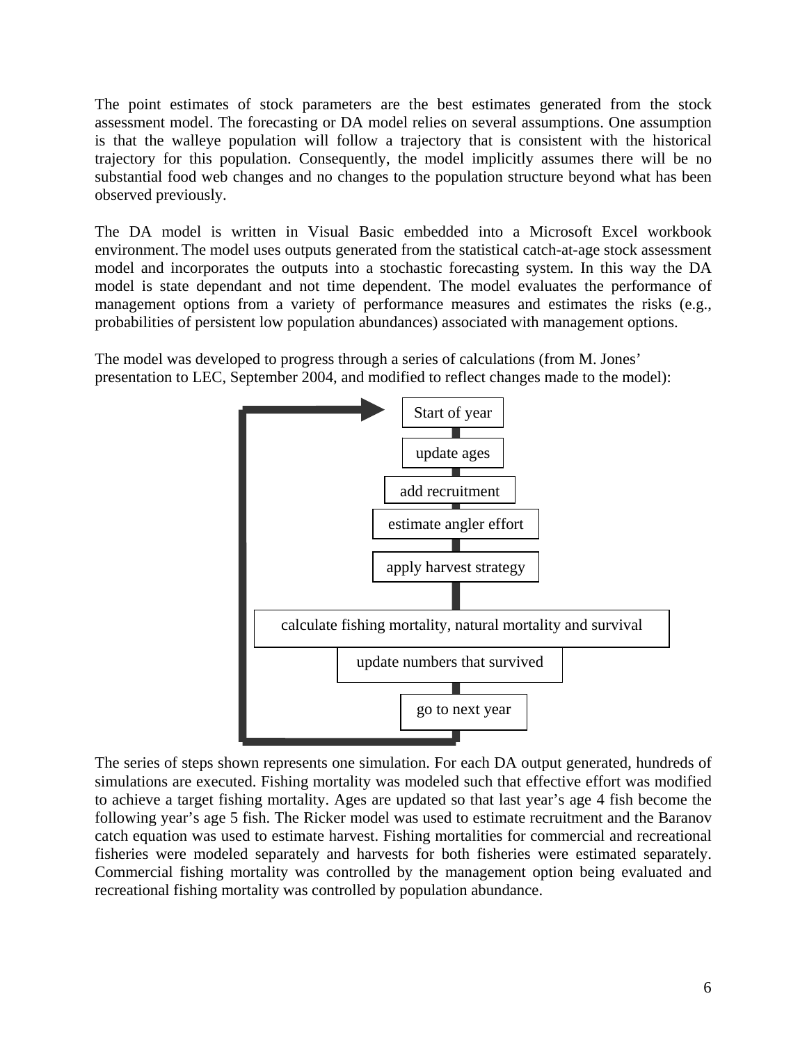The point estimates of stock parameters are the best estimates generated from the stock assessment model. The forecasting or DA model relies on several assumptions. One assumption is that the walleye population will follow a trajectory that is consistent with the historical trajectory for this population. Consequently, the model implicitly assumes there will be no substantial food web changes and no changes to the population structure beyond what has been observed previously.

The DA model is written in Visual Basic embedded into a Microsoft Excel workbook environment. The model uses outputs generated from the statistical catch-at-age stock assessment model and incorporates the outputs into a stochastic forecasting system. In this way the DA model is state dependant and not time dependent. The model evaluates the performance of management options from a variety of performance measures and estimates the risks (e.g., probabilities of persistent low population abundances) associated with management options.

The model was developed to progress through a series of calculations (from M. Jones' presentation to LEC, September 2004, and modified to reflect changes made to the model):

Start of year

update ages

add recruitment

estimate angler effort

apply harvest strategy

calculate fishing mortality, natural mortality and survival

update numbers that survived

go to next year

The series of steps shown represents one simulation. For each DA output generated, hundreds of simulations are executed. Fishing mortality was modeled such that effective effort was modified to achieve a target fishing mortality. Ages are updated so that last year's age 4 fish become the following year's age 5 fish. The Ricker model was used to estimate recruitment and the Baranov catch equation was used to estimate harvest. Fishing mortalities for commercial and recreational fisheries were modeled separately and harvests for both fisheries were estimated separately. Commercial fishing mortality was controlled by the management option being evaluated and recreational fishing mortality was controlled by population abundance.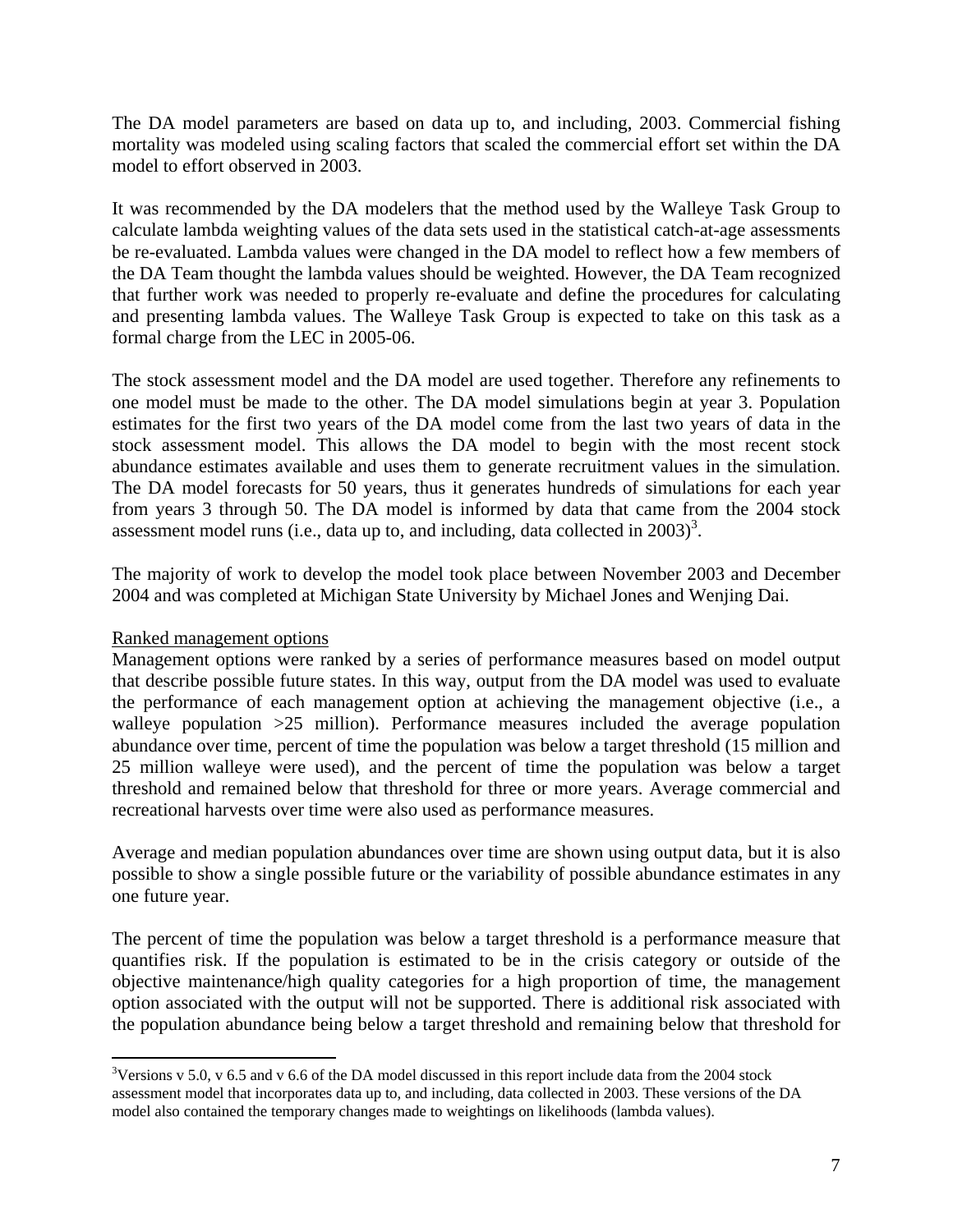The DA model parameters are based on data up to, and including, 2003. Commercial fishing mortality was modeled using scaling factors that scaled the commercial effort set within the DA model to effort observed in 2003.

It was recommended by the DA modelers that the method used by the Walleye Task Group to calculate lambda weighting values of the data sets used in the statistical catch-at-age assessments be re-evaluated. Lambda values were changed in the DA model to reflect how a few members of the DA Team thought the lambda values should be weighted. However, the DA Team recognized that further work was needed to properly re-evaluate and define the procedures for calculating and presenting lambda values. The Walleye Task Group is expected to take on this task as a formal charge from the LEC in 2005-06.

The stock assessment model and the DA model are used together. Therefore any refinements to one model must be made to the other. The DA model simulations begin at year 3. Population estimates for the first two years of the DA model come from the last two years of data in the stock assessment model. This allows the DA model to begin with the most recent stock abundance estimates available and uses them to generate recruitment values in the simulation. The DA model forecasts for 50 years, thus it generates hundreds of simulations for each year from years 3 through 50. The DA model is informed by data that came from the 2004 stock assessment model runs (i.e., data up to, and including, data collected in 2003)[3].

The majority of work to develop the model took place between November 2003 and December 2004 and was completed at Michigan State University by Michael Jones and Wenjing Dai.

<u>Ranked management options</u>

Management options were ranked by a series of performance measures based on model output that describe possible future states. In this way, output from the DA model was used to evaluate the performance of each management option at achieving the management objective (i.e., a walleye population >25 million). Performance measures included the average population abundance over time, percent of time the population was below a target threshold (15 million and 25 million walleye were used), and the percent of time the population was below a target threshold and remained below that threshold for three or more years. Average commercial and recreational harvests over time were also used as performance measures.

Average and median population abundances over time are shown using output data, but it is also possible to show a single possible future or the variability of possible abundance estimates in any one future year.

The percent of time the population was below a target threshold is a performance measure that quantifies risk. If the population is estimated to be in the crisis category or outside of the objective maintenance/high quality categories for a high proportion of time, the management option associated with the output will not be supported. There is additional risk associated with the population abundance being below a target threshold and remaining below that threshold for

---

[3]Versions v 5.0, v 6.5 and v 6.6 of the DA model discussed in this report include data from the 2004 stock assessment model that incorporates data up to, and including, data collected in 2003. These versions of the DA model also contained the temporary changes made to weightings on likelihoods (lambda values).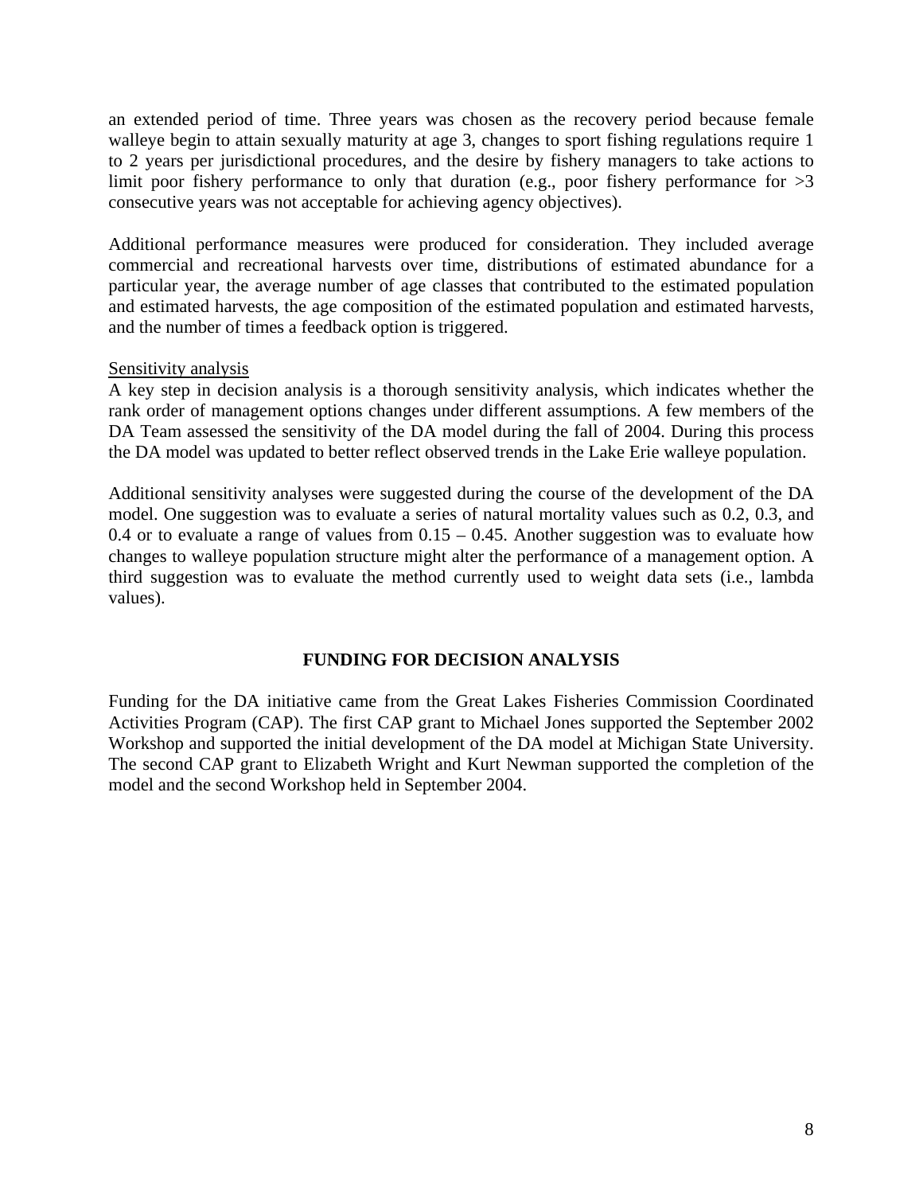an extended period of time. Three years was chosen as the recovery period because female walleye begin to attain sexually maturity at age 3, changes to sport fishing regulations require 1 to 2 years per jurisdictional procedures, and the desire by fishery managers to take actions to limit poor fishery performance to only that duration (e.g., poor fishery performance for >3 consecutive years was not acceptable for achieving agency objectives).

Additional performance measures were produced for consideration. They included average commercial and recreational harvests over time, distributions of estimated abundance for a particular year, the average number of age classes that contributed to the estimated population and estimated harvests, the age composition of the estimated population and estimated harvests, and the number of times a feedback option is triggered.

Sensitivity analysis

A key step in decision analysis is a thorough sensitivity analysis, which indicates whether the rank order of management options changes under different assumptions. A few members of the DA Team assessed the sensitivity of the DA model during the fall of 2004. During this process the DA model was updated to better reflect observed trends in the Lake Erie walleye population.

Additional sensitivity analyses were suggested during the course of the development of the DA model. One suggestion was to evaluate a series of natural mortality values such as 0.2, 0.3, and 0.4 or to evaluate a range of values from 0.15 – 0.45. Another suggestion was to evaluate how changes to walleye population structure might alter the performance of a management option. A third suggestion was to evaluate the method currently used to weight data sets (i.e., lambda values).

## FUNDING FOR DECISION ANALYSIS

Funding for the DA initiative came from the Great Lakes Fisheries Commission Coordinated Activities Program (CAP). The first CAP grant to Michael Jones supported the September 2002 Workshop and supported the initial development of the DA model at Michigan State University. The second CAP grant to Elizabeth Wright and Kurt Newman supported the completion of the model and the second Workshop held in September 2004.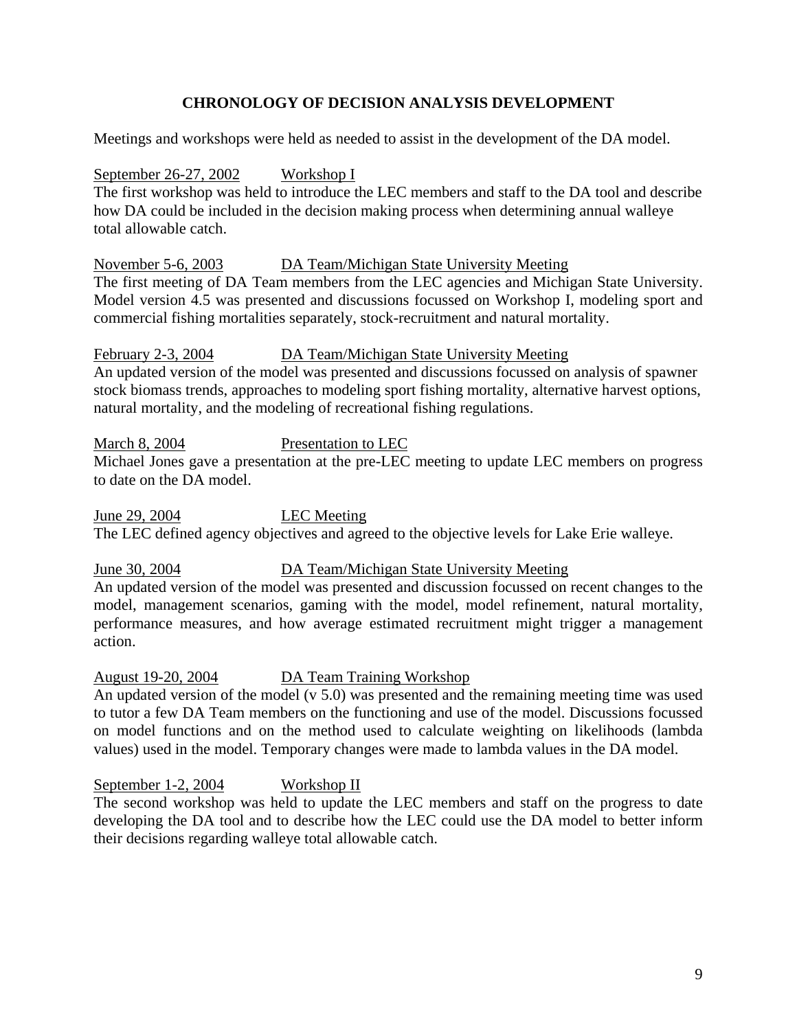## CHRONOLOGY OF DECISION ANALYSIS DEVELOPMENT

Meetings and workshops were held as needed to assist in the development of the DA model.

September 26-27, 2002 Workshop I

The first workshop was held to introduce the LEC members and staff to the DA tool and describe how DA could be included in the decision making process when determining annual walleye total allowable catch.

November 5-6, 2003 DA Team/Michigan State University Meeting

The first meeting of DA Team members from the LEC agencies and Michigan State University. Model version 4.5 was presented and discussions focussed on Workshop I, modeling sport and commercial fishing mortalities separately, stock-recruitment and natural mortality.

February 2-3, 2004 DA Team/Michigan State University Meeting

An updated version of the model was presented and discussions focussed on analysis of spawner stock biomass trends, approaches to modeling sport fishing mortality, alternative harvest options, natural mortality, and the modeling of recreational fishing regulations.

March 8, 2004 Presentation to LEC

Michael Jones gave a presentation at the pre-LEC meeting to update LEC members on progress to date on the DA model.

June 29, 2004 LEC Meeting

The LEC defined agency objectives and agreed to the objective levels for Lake Erie walleye.

June 30, 2004 DA Team/Michigan State University Meeting

An updated version of the model was presented and discussion focussed on recent changes to the model, management scenarios, gaming with the model, model refinement, natural mortality, performance measures, and how average estimated recruitment might trigger a management action.

August 19-20, 2004 DA Team Training Workshop

An updated version of the model (v 5.0) was presented and the remaining meeting time was used to tutor a few DA Team members on the functioning and use of the model. Discussions focussed on model functions and on the method used to calculate weighting on likelihoods (lambda values) used in the model. Temporary changes were made to lambda values in the DA model.

September 1-2, 2004 Workshop II

The second workshop was held to update the LEC members and staff on the progress to date developing the DA tool and to describe how the LEC could use the DA model to better inform their decisions regarding walleye total allowable catch.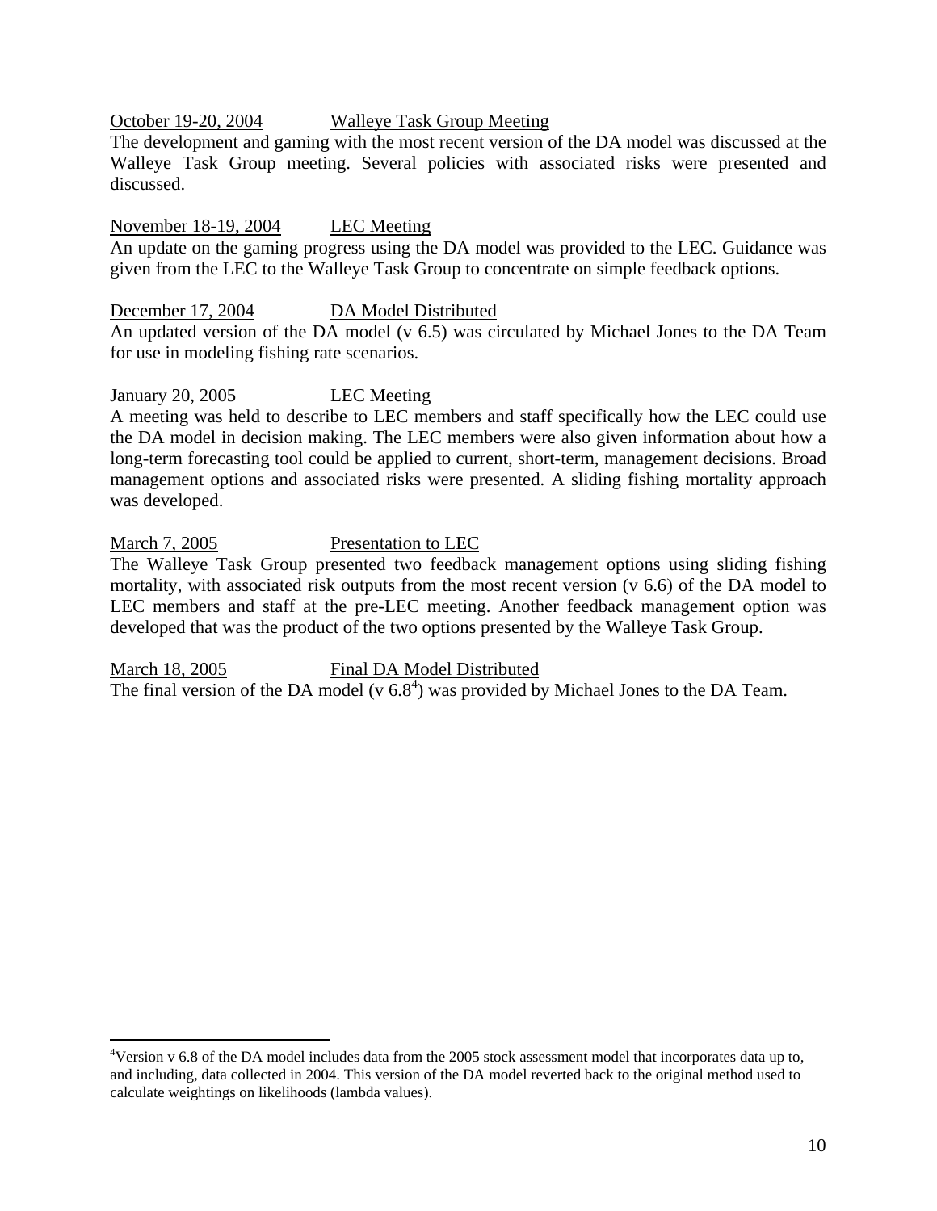October 19-20, 2004 Walleye Task Group Meeting

The development and gaming with the most recent version of the DA model was discussed at the Walleye Task Group meeting. Several policies with associated risks were presented and discussed.

November 18-19, 2004 LEC Meeting

An update on the gaming progress using the DA model was provided to the LEC. Guidance was given from the LEC to the Walleye Task Group to concentrate on simple feedback options.

December 17, 2004 DA Model Distributed

An updated version of the DA model (v 6.5) was circulated by Michael Jones to the DA Team for use in modeling fishing rate scenarios.

January 20, 2005 LEC Meeting

A meeting was held to describe to LEC members and staff specifically how the LEC could use the DA model in decision making. The LEC members were also given information about how a long-term forecasting tool could be applied to current, short-term, management decisions. Broad management options and associated risks were presented. A sliding fishing mortality approach was developed.

March 7, 2005 Presentation to LEC

The Walleye Task Group presented two feedback management options using sliding fishing mortality, with associated risk outputs from the most recent version (v 6.6) of the DA model to LEC members and staff at the pre-LEC meeting. Another feedback management option was developed that was the product of the two options presented by the Walleye Task Group.

March 18, 2005 Final DA Model Distributed

The final version of the DA model (v 6.8[4]) was provided by Michael Jones to the DA Team.

---

[4]Version v 6.8 of the DA model includes data from the 2005 stock assessment model that incorporates data up to, and including, data collected in 2004. This version of the DA model reverted back to the original method used to calculate weightings on likelihoods (lambda values).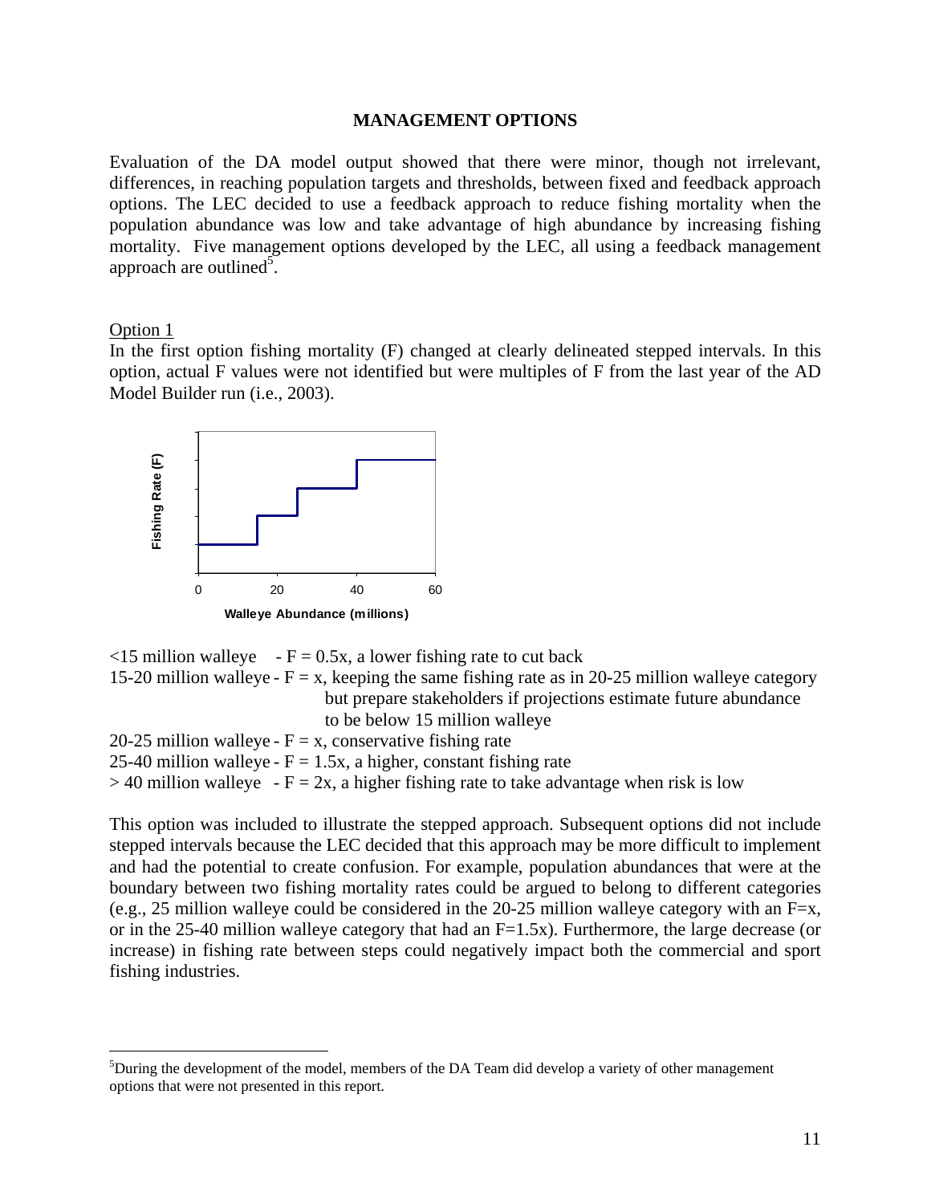**MANAGEMENT OPTIONS**

Evaluation of the DA model output showed that there were minor, though not irrelevant, differences, in reaching population targets and thresholds, between fixed and feedback approach options. The LEC decided to use a feedback approach to reduce fishing mortality when the population abundance was low and take advantage of high abundance by increasing fishing mortality. Five management options developed by the LEC, all using a feedback management approach are outlined[5].

Option 1

In the first option fishing mortality (F) changed at clearly delineated stepped intervals. In this option, actual F values were not identified but were multiples of F from the last year of the AD Model Builder run (i.e., 2003).

Fishing Rate (F)

0 20 40 60

Walleye Abundance (millions)

<15 million walleye - F = 0.5x, a lower fishing rate to cut back

15-20 million walleye - F = x, keeping the same fishing rate as in 20-25 million walleye category but prepare stakeholders if projections estimate future abundance to be below 15 million walleye

20-25 million walleye - F = x, conservative fishing rate

25-40 million walleye - F = 1.5x, a higher, constant fishing rate

> 40 million walleye - F = 2x, a higher fishing rate to take advantage when risk is low

This option was included to illustrate the stepped approach. Subsequent options did not include stepped intervals because the LEC decided that this approach may be more difficult to implement and had the potential to create confusion. For example, population abundances that were at the boundary between two fishing mortality rates could be argued to belong to different categories (e.g., 25 million walleye could be considered in the 20-25 million walleye category with an F=x, or in the 25-40 million walleye category that had an F=1.5x). Furthermore, the large decrease (or increase) in fishing rate between steps could negatively impact both the commercial and sport fishing industries.

[5]During the development of the model, members of the DA Team did develop a variety of other management options that were not presented in this report.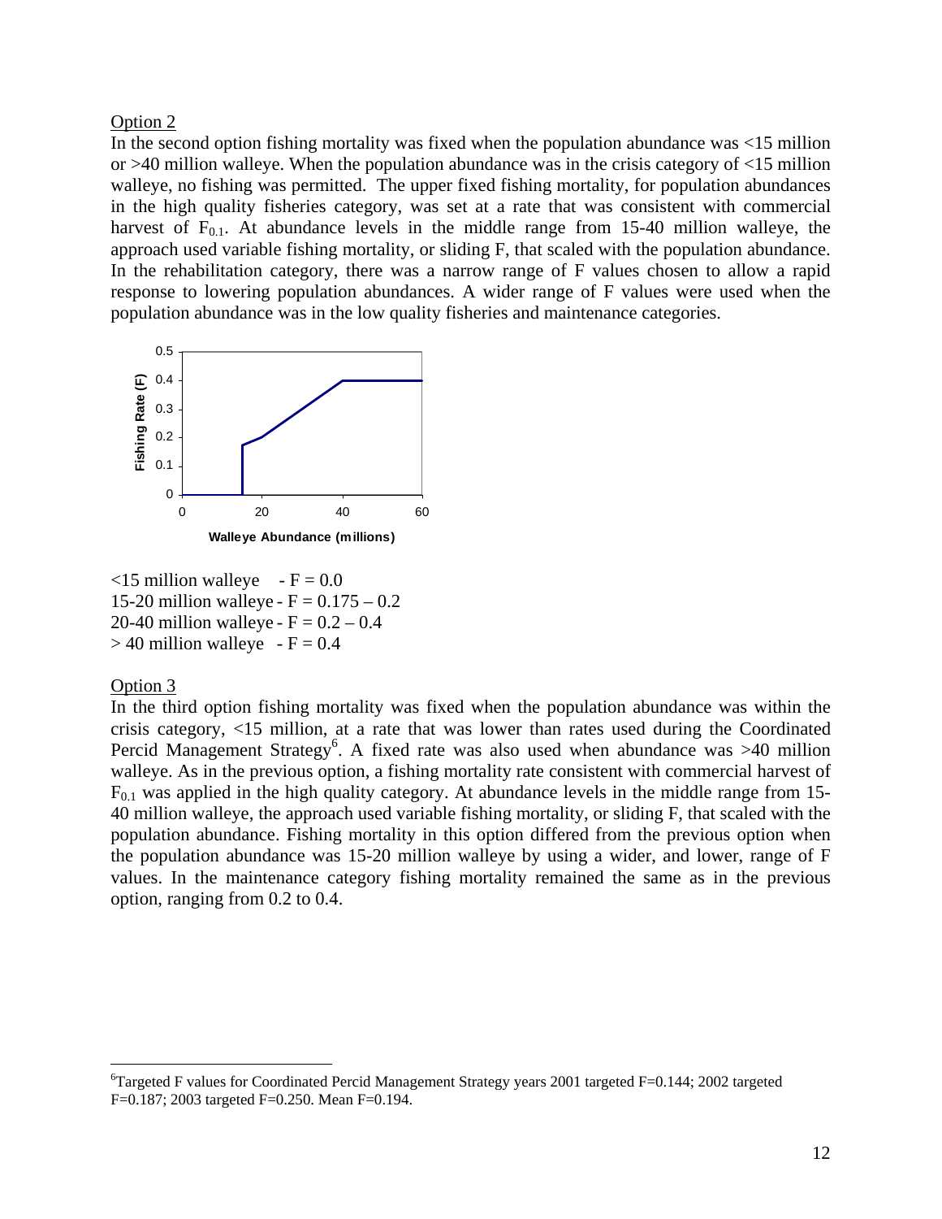Option 2

In the second option fishing mortality was fixed when the population abundance was <15 million or >40 million walleye. When the population abundance was in the crisis category of <15 million walleye, no fishing was permitted. The upper fixed fishing mortality, for population abundances in the high quality fisheries category, was set at a rate that was consistent with commercial harvest of $F_{0.1}$. At abundance levels in the middle range from 15-40 million walleye, the approach used variable fishing mortality, or sliding F, that scaled with the population abundance. In the rehabilitation category, there was a narrow range of F values chosen to allow a rapid response to lowering population abundances. A wider range of F values were used when the population abundance was in the low quality fisheries and maintenance categories.

Fishing Rate (F)
0.5
0.4
0.3
0.2
0.1
0
0
20
40
60
Walleye Abundance (millions)

<15 million walleye - F = 0.0
15-20 million walleye - F = 0.175 – 0.2
20-40 million walleye - F = 0.2 – 0.4
> 40 million walleye - F = 0.4

Option 3

In the third option fishing mortality was fixed when the population abundance was within the crisis category, <15 million, at a rate that was lower than rates used during the Coordinated Percid Management Strategy[6]. A fixed rate was also used when abundance was >40 million walleye. As in the previous option, a fishing mortality rate consistent with commercial harvest of $F_{0.1}$ was applied in the high quality category. At abundance levels in the middle range from 15-40 million walleye, the approach used variable fishing mortality, or sliding F, that scaled with the population abundance. Fishing mortality in this option differed from the previous option when the population abundance was 15-20 million walleye by using a wider, and lower, range of F values. In the maintenance category fishing mortality remained the same as in the previous option, ranging from 0.2 to 0.4.

[6] Targeted F values for Coordinated Percid Management Strategy years 2001 targeted F=0.144; 2002 targeted F=0.187; 2003 targeted F=0.250. Mean F=0.194.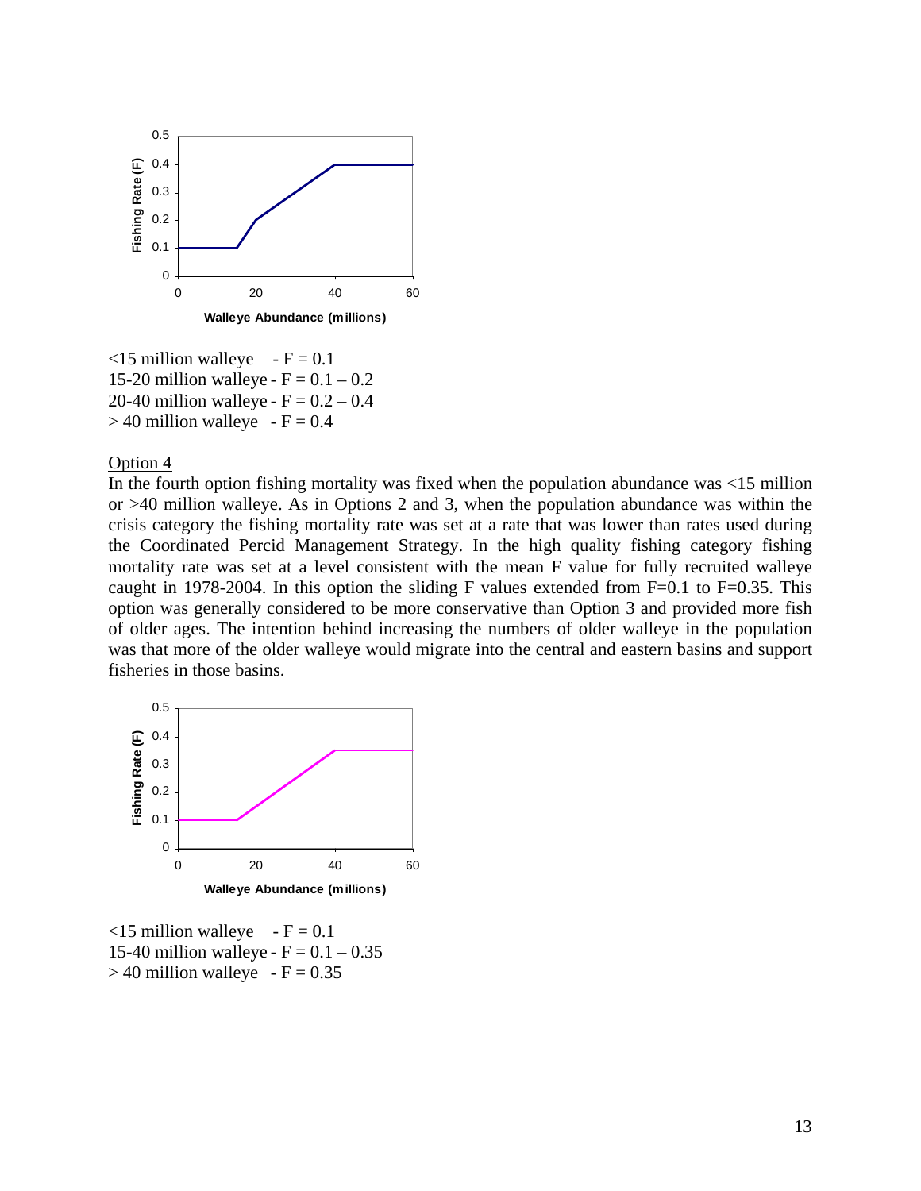0.5
0.4
0.3
0.2
0.1
0
0 20 40 60
Fishing Rate (F)
Walleye Abundance (millions)

<15 million walleye - F = 0.1
15-20 million walleye - F = 0.1 – 0.2
20-40 million walleye - F = 0.2 – 0.4
> 40 million walleye - F = 0.4

<u>Option 4</u>

In the fourth option fishing mortality was fixed when the population abundance was <15 million or >40 million walleye. As in Options 2 and 3, when the population abundance was within the crisis category the fishing mortality rate was set at a rate that was lower than rates used during the Coordinated Percid Management Strategy. In the high quality fishing category fishing mortality rate was set at a level consistent with the mean F value for fully recruited walleye caught in 1978-2004. In this option the sliding F values extended from F=0.1 to F=0.35. This option was generally considered to be more conservative than Option 3 and provided more fish of older ages. The intention behind increasing the numbers of older walleye in the population was that more of the older walleye would migrate into the central and eastern basins and support fisheries in those basins.

0.5
0.4
0.3
0.2
0.1
0
0 20 40 60
Fishing Rate (F)
Walleye Abundance (millions)

<15 million walleye - F = 0.1
15-40 million walleye - F = 0.1 – 0.35
> 40 million walleye - F = 0.35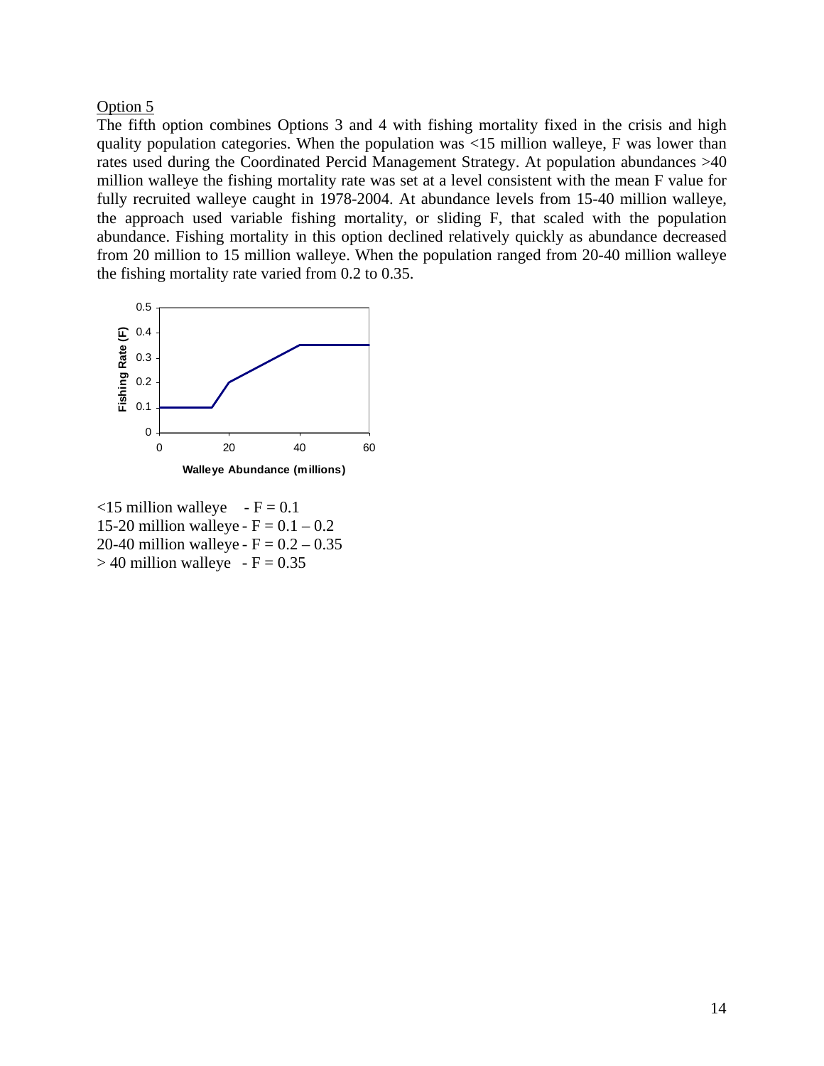Option 5

The fifth option combines Options 3 and 4 with fishing mortality fixed in the crisis and high quality population categories. When the population was <15 million walleye, F was lower than rates used during the Coordinated Percid Management Strategy. At population abundances >40 million walleye the fishing mortality rate was set at a level consistent with the mean F value for fully recruited walleye caught in 1978-2004. At abundance levels from 15-40 million walleye, the approach used variable fishing mortality, or sliding F, that scaled with the population abundance. Fishing mortality in this option declined relatively quickly as abundance decreased from 20 million to 15 million walleye. When the population ranged from 20-40 million walleye the fishing mortality rate varied from 0.2 to 0.35.

Fishing Rate (F)

0.5
0.4
0.3
0.2
0.1
0

0
20
40
60

Walleye Abundance (millions)

<15 million walleye - F = 0.1
15-20 million walleye - F = 0.1 – 0.2
20-40 million walleye - F = 0.2 – 0.35
> 40 million walleye - F = 0.35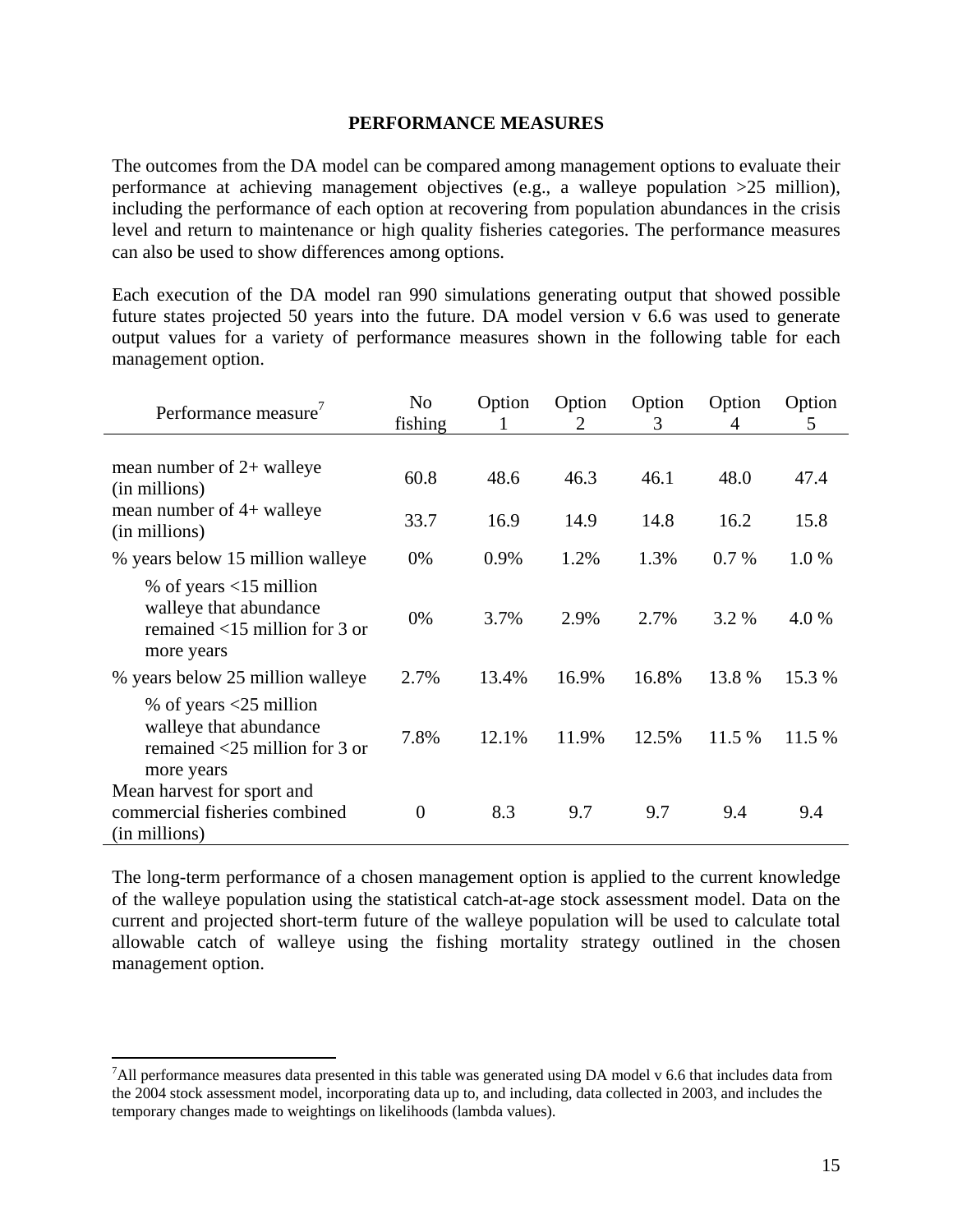## PERFORMANCE MEASURES

The outcomes from the DA model can be compared among management options to evaluate their performance at achieving management objectives (e.g., a walleye population >25 million), including the performance of each option at recovering from population abundances in the crisis level and return to maintenance or high quality fisheries categories. The performance measures can also be used to show differences among options.

Each execution of the DA model ran 990 simulations generating output that showed possible future states projected 50 years into the future. DA model version v 6.6 was used to generate output values for a variety of performance measures shown in the following table for each management option.

| Performance measure[7] | No fishing | Option 1 | Option 2 | Option 3 | Option 4 | Option 5 |
|---|---|---|---|---|---|---|
| mean number of 2+ walleye (in millions) | 60.8 | 48.6 | 46.3 | 46.1 | 48.0 | 47.4 |
| mean number of 4+ walleye (in millions) | 33.7 | 16.9 | 14.9 | 14.8 | 16.2 | 15.8 |
| % years below 15 million walleye | 0% | 0.9% | 1.2% | 1.3% | 0.7 % | 1.0 % |
| % of years <15 million walleye that abundance remained <15 million for 3 or more years | 0% | 3.7% | 2.9% | 2.7% | 3.2 % | 4.0 % |
| % years below 25 million walleye | 2.7% | 13.4% | 16.9% | 16.8% | 13.8 % | 15.3 % |
| % of years <25 million walleye that abundance remained <25 million for 3 or more years | 7.8% | 12.1% | 11.9% | 12.5% | 11.5 % | 11.5 % |
| Mean harvest for sport and commercial fisheries combined (in millions) | 0 | 8.3 | 9.7 | 9.7 | 9.4 | 9.4 |

The long-term performance of a chosen management option is applied to the current knowledge of the walleye population using the statistical catch-at-age stock assessment model. Data on the current and projected short-term future of the walleye population will be used to calculate total allowable catch of walleye using the fishing mortality strategy outlined in the chosen management option.

[7]All performance measures data presented in this table was generated using DA model v 6.6 that includes data from the 2004 stock assessment model, incorporating data up to, and including, data collected in 2003, and includes the temporary changes made to weightings on likelihoods (lambda values).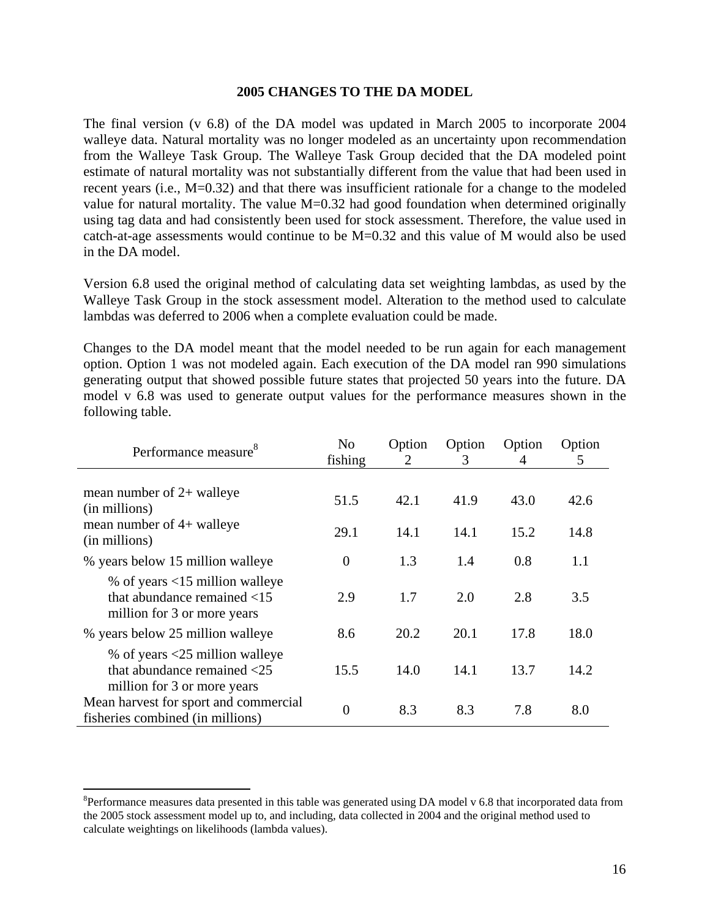## 2005 CHANGES TO THE DA MODEL

The final version (v 6.8) of the DA model was updated in March 2005 to incorporate 2004 walleye data. Natural mortality was no longer modeled as an uncertainty upon recommendation from the Walleye Task Group. The Walleye Task Group decided that the DA modeled point estimate of natural mortality was not substantially different from the value that had been used in recent years (i.e., M=0.32) and that there was insufficient rationale for a change to the modeled value for natural mortality. The value M=0.32 had good foundation when determined originally using tag data and had consistently been used for stock assessment. Therefore, the value used in catch-at-age assessments would continue to be M=0.32 and this value of M would also be used in the DA model.

Version 6.8 used the original method of calculating data set weighting lambdas, as used by the Walleye Task Group in the stock assessment model. Alteration to the method used to calculate lambdas was deferred to 2006 when a complete evaluation could be made.

Changes to the DA model meant that the model needed to be run again for each management option. Option 1 was not modeled again. Each execution of the DA model ran 990 simulations generating output that showed possible future states that projected 50 years into the future. DA model v 6.8 was used to generate output values for the performance measures shown in the following table.

| Performance measure[8] | No fishing | Option 2 | Option 3 | Option 4 | Option 5 |
|---|---|---|---|---|---|
| mean number of 2+ walleye (in millions) | 51.5 | 42.1 | 41.9 | 43.0 | 42.6 |
| mean number of 4+ walleye (in millions) | 29.1 | 14.1 | 14.1 | 15.2 | 14.8 |
| % years below 15 million walleye | 0 | 1.3 | 1.4 | 0.8 | 1.1 |
| % of years <15 million walleye that abundance remained <15 million for 3 or more years | 2.9 | 1.7 | 2.0 | 2.8 | 3.5 |
| % years below 25 million walleye | 8.6 | 20.2 | 20.1 | 17.8 | 18.0 |
| % of years <25 million walleye that abundance remained <25 million for 3 or more years | 15.5 | 14.0 | 14.1 | 13.7 | 14.2 |
| Mean harvest for sport and commercial fisheries combined (in millions) | 0 | 8.3 | 8.3 | 7.8 | 8.0 |

[8] Performance measures data presented in this table was generated using DA model v 6.8 that incorporated data from the 2005 stock assessment model up to, and including, data collected in 2004 and the original method used to calculate weightings on likelihoods (lambda values).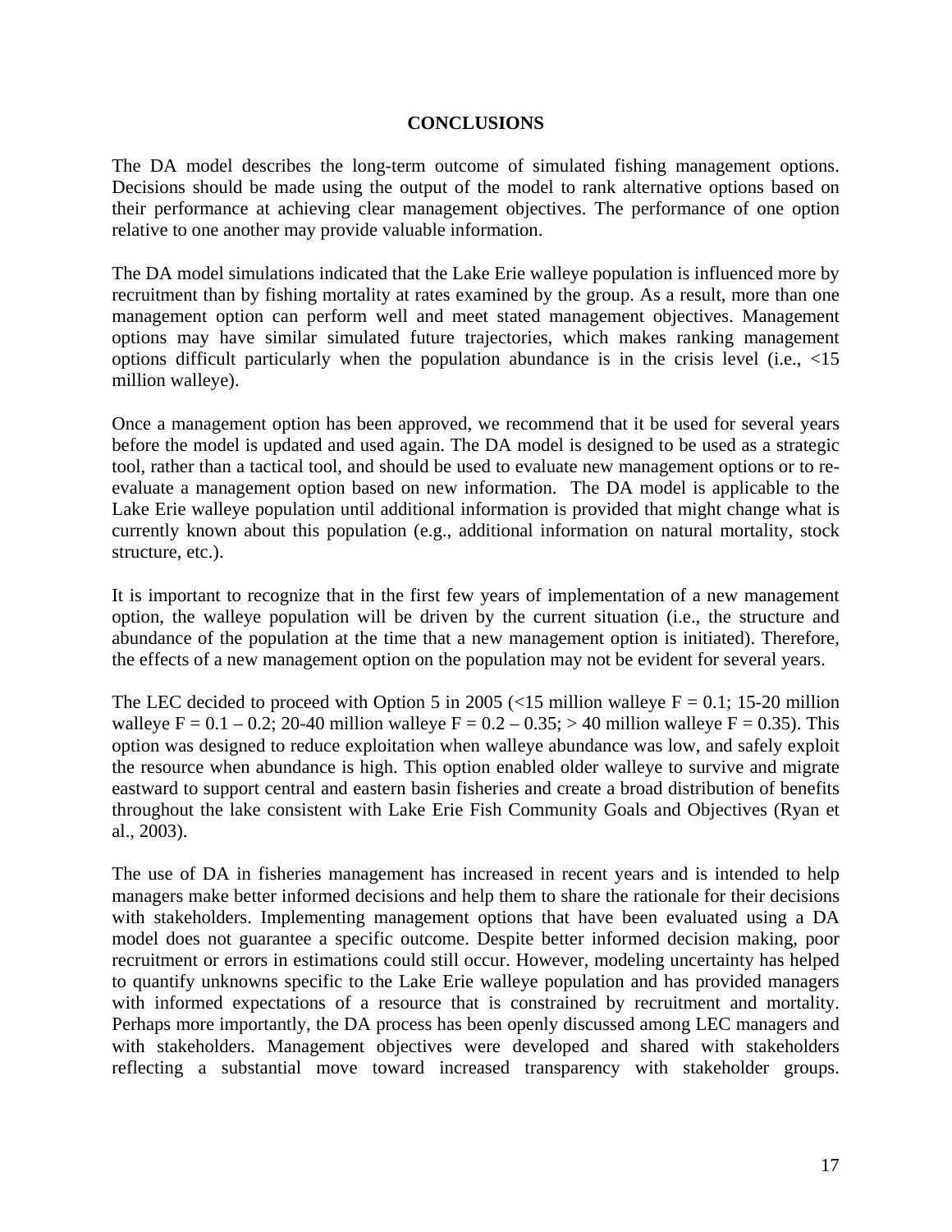## CONCLUSIONS

The DA model describes the long-term outcome of simulated fishing management options. Decisions should be made using the output of the model to rank alternative options based on their performance at achieving clear management objectives. The performance of one option relative to one another may provide valuable information.

The DA model simulations indicated that the Lake Erie walleye population is influenced more by recruitment than by fishing mortality at rates examined by the group. As a result, more than one management option can perform well and meet stated management objectives. Management options may have similar simulated future trajectories, which makes ranking management options difficult particularly when the population abundance is in the crisis level (i.e., <15 million walleye).

Once a management option has been approved, we recommend that it be used for several years before the model is updated and used again. The DA model is designed to be used as a strategic tool, rather than a tactical tool, and should be used to evaluate new management options or to re-evaluate a management option based on new information. The DA model is applicable to the Lake Erie walleye population until additional information is provided that might change what is currently known about this population (e.g., additional information on natural mortality, stock structure, etc.).

It is important to recognize that in the first few years of implementation of a new management option, the walleye population will be driven by the current situation (i.e., the structure and abundance of the population at the time that a new management option is initiated). Therefore, the effects of a new management option on the population may not be evident for several years.

The LEC decided to proceed with Option 5 in 2005 (<15 million walleye $F = 0.1$; 15-20 million walleye $F = 0.1 – 0.2$; 20-40 million walleye $F = 0.2 – 0.35$; > 40 million walleye $F = 0.35$). This option was designed to reduce exploitation when walleye abundance was low, and safely exploit the resource when abundance is high. This option enabled older walleye to survive and migrate eastward to support central and eastern basin fisheries and create a broad distribution of benefits throughout the lake consistent with Lake Erie Fish Community Goals and Objectives (Ryan et al., 2003).

The use of DA in fisheries management has increased in recent years and is intended to help managers make better informed decisions and help them to share the rationale for their decisions with stakeholders. Implementing management options that have been evaluated using a DA model does not guarantee a specific outcome. Despite better informed decision making, poor recruitment or errors in estimations could still occur. However, modeling uncertainty has helped to quantify unknowns specific to the Lake Erie walleye population and has provided managers with informed expectations of a resource that is constrained by recruitment and mortality. Perhaps more importantly, the DA process has been openly discussed among LEC managers and with stakeholders. Management objectives were developed and shared with stakeholders reflecting a substantial move toward increased transparency with stakeholder groups.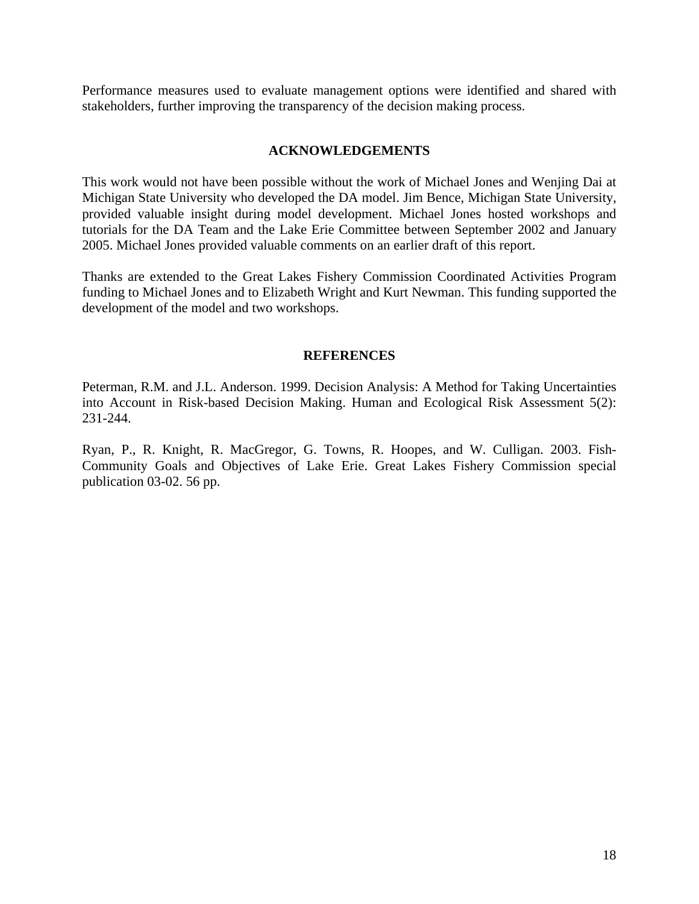Performance measures used to evaluate management options were identified and shared with stakeholders, further improving the transparency of the decision making process.

## ACKNOWLEDGEMENTS

This work would not have been possible without the work of Michael Jones and Wenjing Dai at Michigan State University who developed the DA model. Jim Bence, Michigan State University, provided valuable insight during model development. Michael Jones hosted workshops and tutorials for the DA Team and the Lake Erie Committee between September 2002 and January 2005. Michael Jones provided valuable comments on an earlier draft of this report.

Thanks are extended to the Great Lakes Fishery Commission Coordinated Activities Program funding to Michael Jones and to Elizabeth Wright and Kurt Newman. This funding supported the development of the model and two workshops.

## REFERENCES

Peterman, R.M. and J.L. Anderson. 1999. Decision Analysis: A Method for Taking Uncertainties into Account in Risk-based Decision Making. Human and Ecological Risk Assessment 5(2): 231-244.

Ryan, P., R. Knight, R. MacGregor, G. Towns, R. Hoopes, and W. Culligan. 2003. Fish-Community Goals and Objectives of Lake Erie. Great Lakes Fishery Commission special publication 03-02. 56 pp.